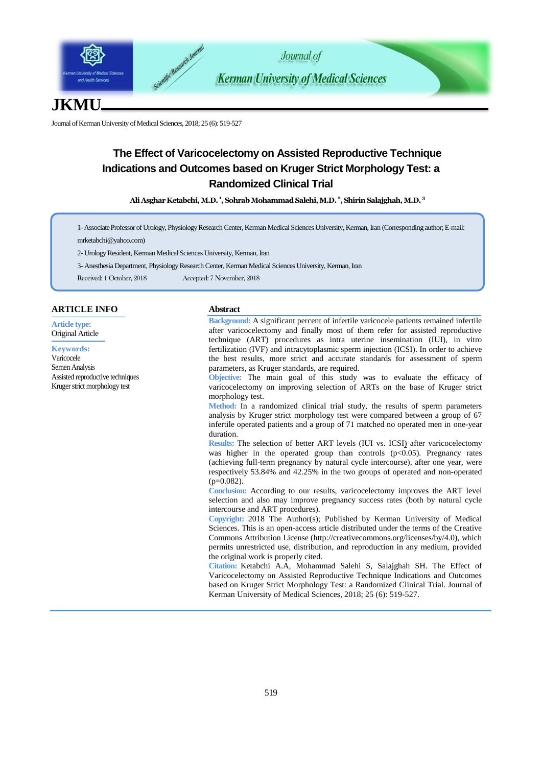# The Effect of Varicocelectomy on Assisted Reproductive Technique Indications and Outcomes based on Kruger Strict Morphology Test: a Randomized Clinical Trial

**Ali Asghar Ketabchi, M.D. [1], Sohrab Mohammad Salehi, M.D. [2], Shirin Salajghah, M.D. [3]**

1- Associate Professor of Urology, Physiology Research Center, Kerman Medical Sciences University, Kerman, Iran (Corresponding author; E-mail: mrketabchi@yahoo.com)

2- Urology Resident, Kerman Medical Sciences University, Kerman, Iran

3- Anesthesia Department, Physiology Research Center, Kerman Medical Sciences University, Kerman, Iran

Received: 1 October, 2018 Accepted: 7 November, 2018

## ARTICLE INFO

**Article type:**
Original Article

**Keywords:**
Varicocele
Semen Analysis
Assisted reproductive techniques
Kruger strict morphology test

## Abstract

**Background:** A significant percent of infertile varicocele patients remained infertile after varicocelectomy and finally most of them refer for assisted reproductive technique (ART) procedures as intra uterine insemination (IUI), in vitro fertilization (IVF) and intracytoplasmic sperm injection (ICSI). In order to achieve the best results, more strict and accurate standards for assessment of sperm parameters, as Kruger standards, are required.

**Objective:** The main goal of this study was to evaluate the efficacy of varicocelectomy on improving selection of ARTs on the base of Kruger strict morphology test.

**Method:** In a randomized clinical trial study, the results of sperm parameters analysis by Kruger strict morphology test were compared between a group of 67 infertile operated patients and a group of 71 matched no operated men in one-year duration.

**Results:** The selection of better ART levels (IUI vs. ICSI) after varicocelectomy was higher in the operated group than controls ($p<0.05$). Pregnancy rates (achieving full-term pregnancy by natural cycle intercourse), after one year, were respectively 53.84% and 42.25% in the two groups of operated and non-operated ($p=0.082$).

**Conclusion:** According to our results, varicocelectomy improves the ART level selection and also may improve pregnancy success rates (both by natural cycle intercourse and ART procedures).

**Copyright:** 2018 The Author(s); Published by Kerman University of Medical Sciences. This is an open-access article distributed under the terms of the Creative Commons Attribution License (http://creativecommons.org/licenses/by/4.0), which permits unrestricted use, distribution, and reproduction in any medium, provided the original work is properly cited.

**Citation:** Ketabchi A.A, Mohammad Salehi S, Salajghah SH. The Effect of Varicocelectomy on Assisted Reproductive Technique Indications and Outcomes based on Kruger Strict Morphology Test: a Randomized Clinical Trial. Journal of Kerman University of Medical Sciences, 2018; 25 (6): 519-527.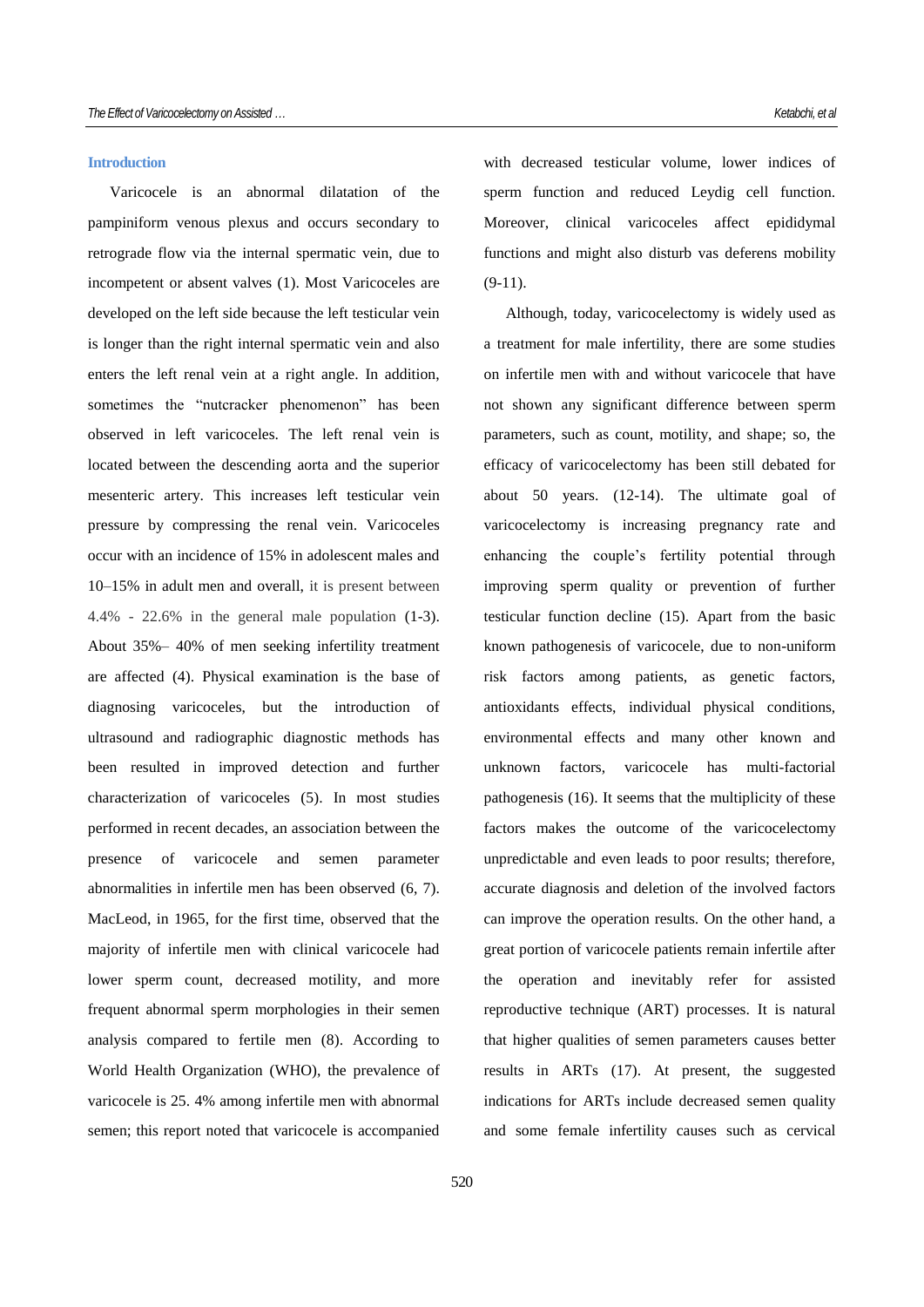## Introduction

Varicocele is an abnormal dilatation of the pampiniform venous plexus and occurs secondary to retrograde flow via the internal spermatic vein, due to incompetent or absent valves (1). Most Varicoceles are developed on the left side because the left testicular vein is longer than the right internal spermatic vein and also enters the left renal vein at a right angle. In addition, sometimes the "nutcracker phenomenon" has been observed in left varicoceles. The left renal vein is located between the descending aorta and the superior mesenteric artery. This increases left testicular vein pressure by compressing the renal vein. Varicoceles occur with an incidence of 15% in adolescent males and 10–15% in adult men and overall, it is present between 4.4% - 22.6% in the general male population (1-3). About 35%– 40% of men seeking infertility treatment are affected (4). Physical examination is the base of diagnosing varicoceles, but the introduction of ultrasound and radiographic diagnostic methods has been resulted in improved detection and further characterization of varicoceles (5). In most studies performed in recent decades, an association between the presence of varicocele and semen parameter abnormalities in infertile men has been observed (6, 7). MacLeod, in 1965, for the first time, observed that the majority of infertile men with clinical varicocele had lower sperm count, decreased motility, and more frequent abnormal sperm morphologies in their semen analysis compared to fertile men (8). According to World Health Organization (WHO), the prevalence of varicocele is 25. 4% among infertile men with abnormal semen; this report noted that varicocele is accompanied with decreased testicular volume, lower indices of sperm function and reduced Leydig cell function. Moreover, clinical varicoceles affect epididymal functions and might also disturb vas deferens mobility (9-11).

Although, today, varicocelectomy is widely used as a treatment for male infertility, there are some studies on infertile men with and without varicocele that have not shown any significant difference between sperm parameters, such as count, motility, and shape; so, the efficacy of varicocelectomy has been still debated for about 50 years. (12-14). The ultimate goal of varicocelectomy is increasing pregnancy rate and enhancing the couple's fertility potential through improving sperm quality or prevention of further testicular function decline (15). Apart from the basic known pathogenesis of varicocele, due to non-uniform risk factors among patients, as genetic factors, antioxidants effects, individual physical conditions, environmental effects and many other known and unknown factors, varicocele has multi-factorial pathogenesis (16). It seems that the multiplicity of these factors makes the outcome of the varicocelectomy unpredictable and even leads to poor results; therefore, accurate diagnosis and deletion of the involved factors can improve the operation results. On the other hand, a great portion of varicocele patients remain infertile after the operation and inevitably refer for assisted reproductive technique (ART) processes. It is natural that higher qualities of semen parameters causes better results in ARTs (17). At present, the suggested indications for ARTs include decreased semen quality and some female infertility causes such as cervical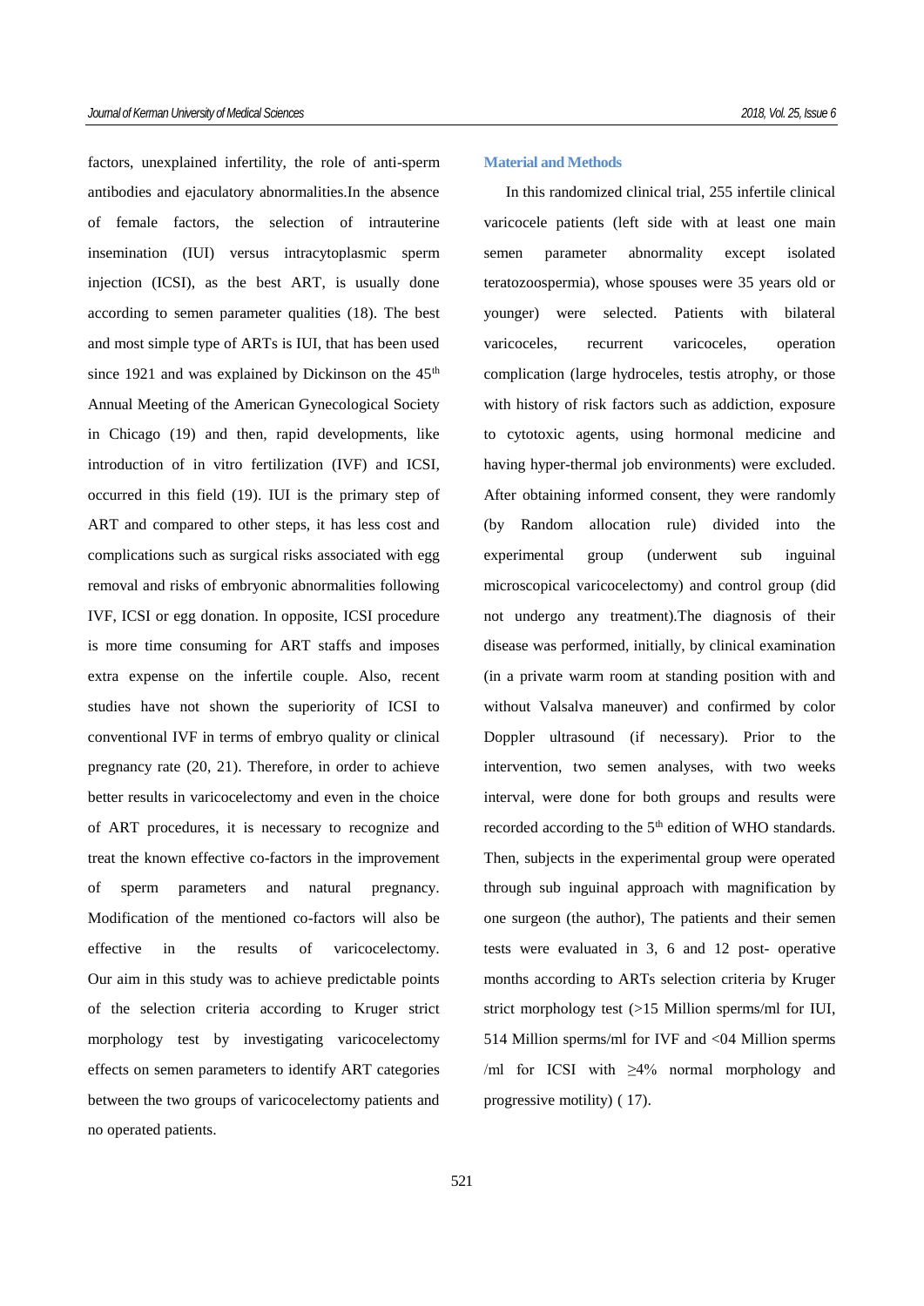factors, unexplained infertility, the role of anti-sperm antibodies and ejaculatory abnormalities.In the absence of female factors, the selection of intrauterine insemination (IUI) versus intracytoplasmic sperm injection (ICSI), as the best ART, is usually done according to semen parameter qualities (18). The best and most simple type of ARTs is IUI, that has been used since 1921 and was explained by Dickinson on the 45th Annual Meeting of the American Gynecological Society in Chicago (19) and then, rapid developments, like introduction of in vitro fertilization (IVF) and ICSI, occurred in this field (19). IUI is the primary step of ART and compared to other steps, it has less cost and complications such as surgical risks associated with egg removal and risks of embryonic abnormalities following IVF, ICSI or egg donation. In opposite, ICSI procedure is more time consuming for ART staffs and imposes extra expense on the infertile couple. Also, recent studies have not shown the superiority of ICSI to conventional IVF in terms of embryo quality or clinical pregnancy rate (20, 21). Therefore, in order to achieve better results in varicocelectomy and even in the choice of ART procedures, it is necessary to recognize and treat the known effective co-factors in the improvement of sperm parameters and natural pregnancy. Modification of the mentioned co-factors will also be effective in the results of varicocelectomy. Our aim in this study was to achieve predictable points of the selection criteria according to Kruger strict morphology test by investigating varicocelectomy effects on semen parameters to identify ART categories between the two groups of varicocelectomy patients and no operated patients.

## Material and Methods

In this randomized clinical trial, 255 infertile clinical varicocele patients (left side with at least one main semen parameter abnormality except isolated teratozoospermia), whose spouses were 35 years old or younger) were selected. Patients with bilateral varicoceles, recurrent varicoceles, operation complication (large hydroceles, testis atrophy, or those with history of risk factors such as addiction, exposure to cytotoxic agents, using hormonal medicine and having hyper-thermal job environments) were excluded. After obtaining informed consent, they were randomly (by Random allocation rule) divided into the experimental group (underwent sub inguinal microscopical varicocelectomy) and control group (did not undergo any treatment).The diagnosis of their disease was performed, initially, by clinical examination (in a private warm room at standing position with and without Valsalva maneuver) and confirmed by color Doppler ultrasound (if necessary). Prior to the intervention, two semen analyses, with two weeks interval, were done for both groups and results were recorded according to the 5th edition of WHO standards. Then, subjects in the experimental group were operated through sub inguinal approach with magnification by one surgeon (the author), The patients and their semen tests were evaluated in 3, 6 and 12 post- operative months according to ARTs selection criteria by Kruger strict morphology test (>15 Million sperms/ml for IUI, 514 Million sperms/ml for IVF and <04 Million sperms /ml for ICSI with ≥4% normal morphology and progressive motility) ( 17).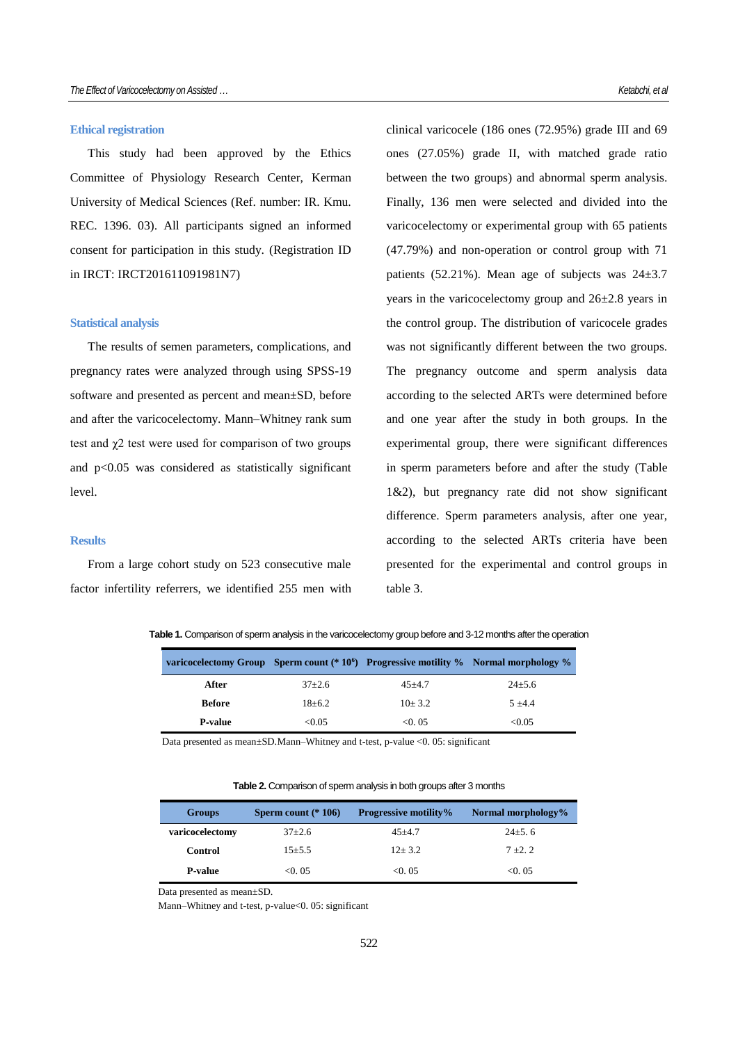## Ethical registration

This study had been approved by the Ethics Committee of Physiology Research Center, Kerman University of Medical Sciences (Ref. number: IR. Kmu. REC. 1396. 03). All participants signed an informed consent for participation in this study. (Registration ID in IRCT: IRCT201611091981N7)

## Statistical analysis

The results of semen parameters, complications, and pregnancy rates were analyzed through using SPSS-19 software and presented as percent and mean±SD, before and after the varicocelectomy. Mann–Whitney rank sum test and $\chi2$ test were used for comparison of two groups and $p<0.05$ was considered as statistically significant level.

## Results

From a large cohort study on 523 consecutive male factor infertility referrers, we identified 255 men with clinical varicocele (186 ones (72.95%) grade III and 69 ones (27.05%) grade II, with matched grade ratio between the two groups) and abnormal sperm analysis. Finally, 136 men were selected and divided into the varicocelectomy or experimental group with 65 patients (47.79%) and non-operation or control group with 71 patients (52.21%). Mean age of subjects was 24±3.7 years in the varicocelectomy group and 26±2.8 years in the control group. The distribution of varicocele grades was not significantly different between the two groups. The pregnancy outcome and sperm analysis data according to the selected ARTs were determined before and one year after the study in both groups. In the experimental group, there were significant differences in sperm parameters before and after the study (Table 1&2), but pregnancy rate did not show significant difference. Sperm parameters analysis, after one year, according to the selected ARTs criteria have been presented for the experimental and control groups in table 3.

**Table 1.** Comparison of sperm analysis in the varicocelectomy group before and 3-12 months after the operation

| varicocelectomy Group | Sperm count (* $10^6$) | Progressive motility % | Normal morphology % |
|---|---|---|---|
| **After** | 37±2.6 | 45±4.7 | 24±5.6 |
| **Before** | 18±6.2 | 10± 3.2 | 5 ±4.4 |
| **P-value** | <0.05 | <0. 05 | <0.05 |

Data presented as mean±SD.Mann–Whitney and t-test, p-value <0. 05: significant

**Table 2.** Comparison of sperm analysis in both groups after 3 months

| Groups | Sperm count (* 106) | Progressive motility% | Normal morphology% |
|---|---|---|---|
| **varicocelectomy** | 37±2.6 | 45±4.7 | 24±5. 6 |
| **Control** | 15±5.5 | 12± 3.2 | 7 ±2. 2 |
| **P-value** | <0. 05 | <0. 05 | <0. 05 |

Data presented as mean±SD.
Mann–Whitney and t-test, p-value<0. 05: significant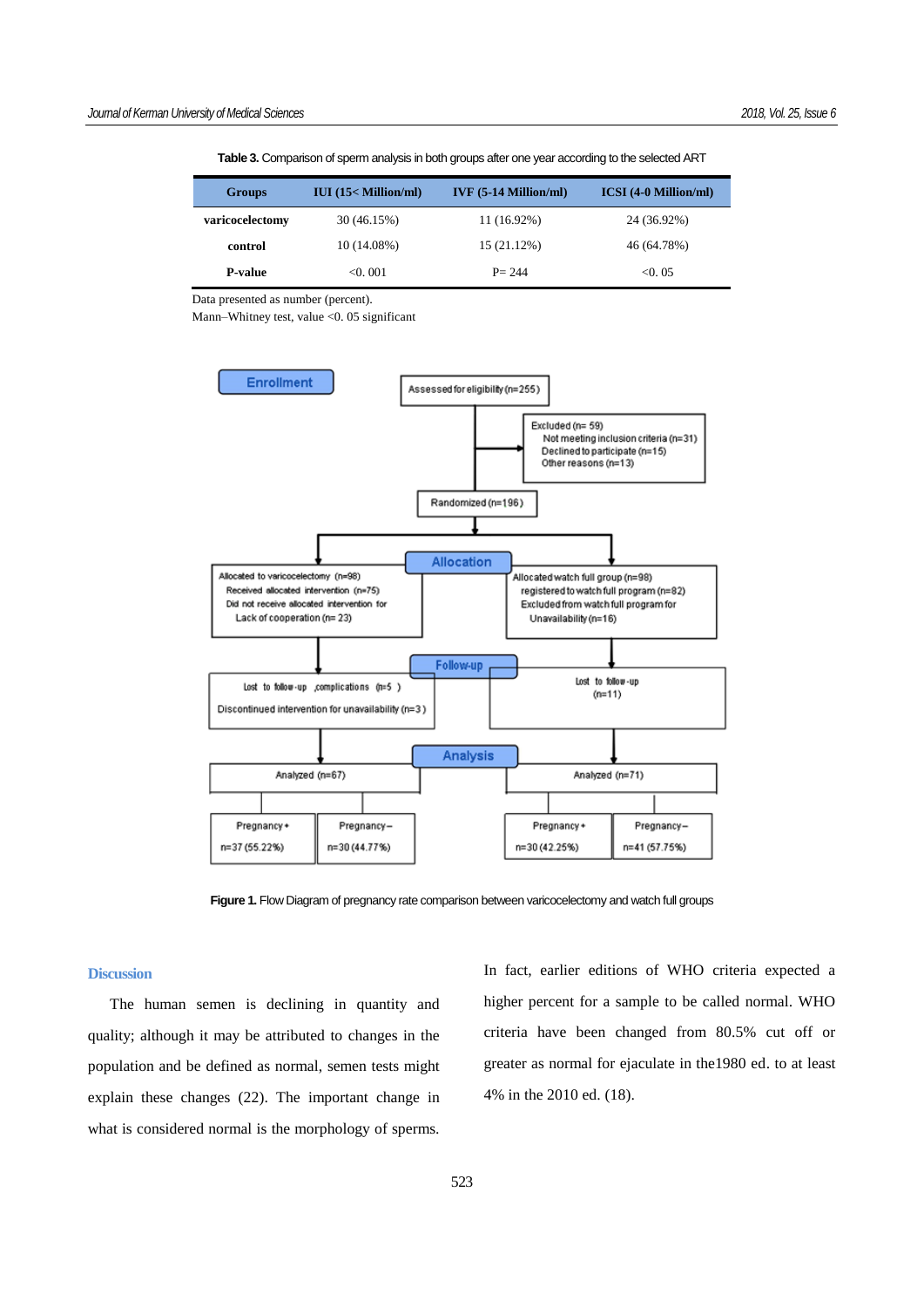**Table 3.** Comparison of sperm analysis in both groups after one year according to the selected ART

| Groups | IUI (15< Million/ml) | IVF (5-14 Million/ml) | ICSI (4-0 Million/ml) |
|---|---|---|---|
| varicocelectomy | 30 (46.15%) | 11 (16.92%) | 24 (36.92%) |
| control | 10 (14.08%) | 15 (21.12%) | 46 (64.78%) |
| P-value | <0. 001 | P= 244 | <0. 05 |

Data presented as number (percent).
Mann–Whitney test, value <0. 05 significant

**Enrollment**

Assessed for eligibility (n=255)

Excluded (n= 59)
- Not meeting inclusion criteria (n=31)
- Declined to participate (n=15)
- Other reasons (n=13)

Randomized (n=196)

**Allocation**

| Varicocelectomy group | Watch full group |
|---|---|
| Allocated to varicocelectomy (n=98)<br>Received allocated intervention (n=75)<br>Did not receive allocated intervention for Lack of cooperation (n= 23) | Allocated watch full group (n=98)<br>registered to watch full program (n=82)<br>Excluded from watch full program for Unavailability (n=16) |

**Follow-up**

| Varicocelectomy group | Watch full group |
|---|---|
| Lost to follow-up ,complications (n=5 )<br>Discontinued intervention for unavailability (n=3 ) | Lost to follow-up (n=11) |

**Analysis**

| Varicocelectomy group | Watch full group |
|---|---|
| Analyzed (n=67) | Analyzed (n=71) |
| Pregnancy+ n=37 (55.22%) | Pregnancy+ n=30 (42.25%) |
| Pregnancy− n=30 (44.77%) | Pregnancy− n=41 (57.75%) |

**Figure 1.** Flow Diagram of pregnancy rate comparison between varicocelectomy and watch full groups

## Discussion

The human semen is declining in quantity and quality; although it may be attributed to changes in the population and be defined as normal, semen tests might explain these changes (22). The important change in what is considered normal is the morphology of sperms. In fact, earlier editions of WHO criteria expected a higher percent for a sample to be called normal. WHO criteria have been changed from 80.5% cut off or greater as normal for ejaculate in the1980 ed. to at least 4% in the 2010 ed. (18).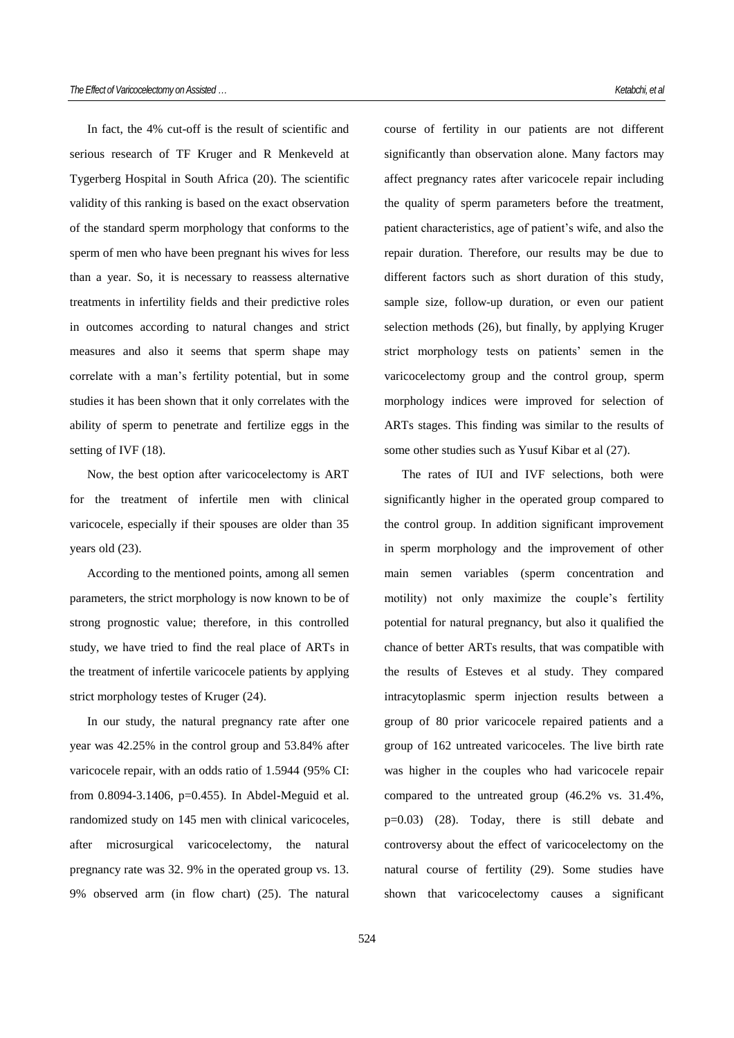In fact, the 4% cut-off is the result of scientific and serious research of TF Kruger and R Menkeveld at Tygerberg Hospital in South Africa (20). The scientific validity of this ranking is based on the exact observation of the standard sperm morphology that conforms to the sperm of men who have been pregnant his wives for less than a year. So, it is necessary to reassess alternative treatments in infertility fields and their predictive roles in outcomes according to natural changes and strict measures and also it seems that sperm shape may correlate with a man's fertility potential, but in some studies it has been shown that it only correlates with the ability of sperm to penetrate and fertilize eggs in the setting of IVF (18).

Now, the best option after varicocelectomy is ART for the treatment of infertile men with clinical varicocele, especially if their spouses are older than 35 years old (23).

According to the mentioned points, among all semen parameters, the strict morphology is now known to be of strong prognostic value; therefore, in this controlled study, we have tried to find the real place of ARTs in the treatment of infertile varicocele patients by applying strict morphology testes of Kruger (24).

In our study, the natural pregnancy rate after one year was 42.25% in the control group and 53.84% after varicocele repair, with an odds ratio of 1.5944 (95% CI: from 0.8094-3.1406, p=0.455). In Abdel-Meguid et al. randomized study on 145 men with clinical varicoceles, after microsurgical varicocelectomy, the natural pregnancy rate was 32. 9% in the operated group vs. 13. 9% observed arm (in flow chart) (25). The natural course of fertility in our patients are not different significantly than observation alone. Many factors may affect pregnancy rates after varicocele repair including the quality of sperm parameters before the treatment, patient characteristics, age of patient's wife, and also the repair duration. Therefore, our results may be due to different factors such as short duration of this study, sample size, follow-up duration, or even our patient selection methods (26), but finally, by applying Kruger strict morphology tests on patients' semen in the varicocelectomy group and the control group, sperm morphology indices were improved for selection of ARTs stages. This finding was similar to the results of some other studies such as Yusuf Kibar et al (27).

The rates of IUI and IVF selections, both were significantly higher in the operated group compared to the control group. In addition significant improvement in sperm morphology and the improvement of other main semen variables (sperm concentration and motility) not only maximize the couple's fertility potential for natural pregnancy, but also it qualified the chance of better ARTs results, that was compatible with the results of Esteves et al study. They compared intracytoplasmic sperm injection results between a group of 80 prior varicocele repaired patients and a group of 162 untreated varicoceles. The live birth rate was higher in the couples who had varicocele repair compared to the untreated group (46.2% vs. 31.4%, p=0.03) (28). Today, there is still debate and controversy about the effect of varicocelectomy on the natural course of fertility (29). Some studies have shown that varicocelectomy causes a significant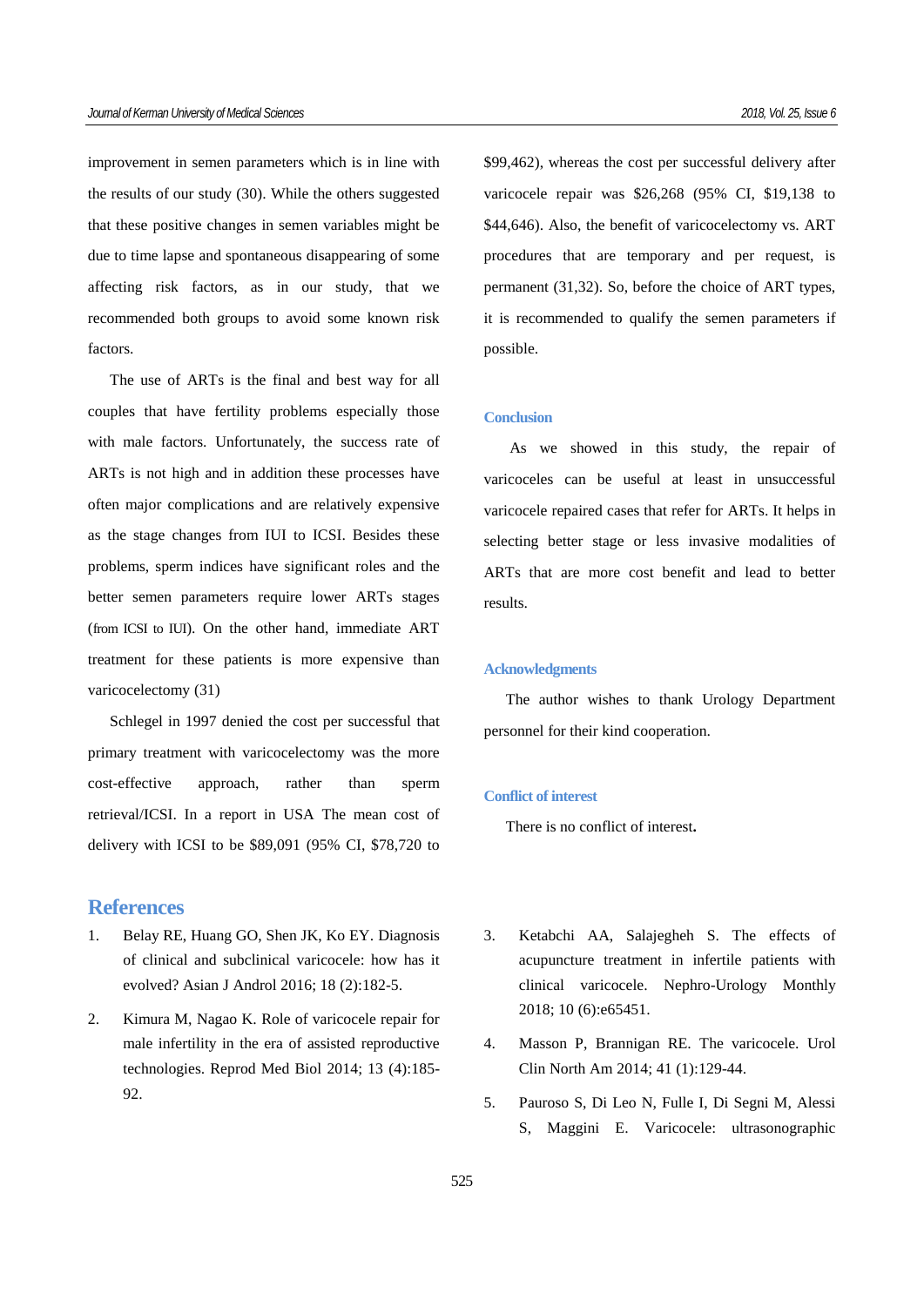improvement in semen parameters which is in line with the results of our study (30). While the others suggested that these positive changes in semen variables might be due to time lapse and spontaneous disappearing of some affecting risk factors, as in our study, that we recommended both groups to avoid some known risk factors.

The use of ARTs is the final and best way for all couples that have fertility problems especially those with male factors. Unfortunately, the success rate of ARTs is not high and in addition these processes have often major complications and are relatively expensive as the stage changes from IUI to ICSI. Besides these problems, sperm indices have significant roles and the better semen parameters require lower ARTs stages (from ICSI to IUI). On the other hand, immediate ART treatment for these patients is more expensive than varicocelectomy (31)

Schlegel in 1997 denied the cost per successful that primary treatment with varicocelectomy was the more cost-effective approach, rather than sperm retrieval/ICSI. In a report in USA The mean cost of delivery with ICSI to be $89,091 (95% CI, $78,720 to $99,462), whereas the cost per successful delivery after varicocele repair was $26,268 (95% CI, $19,138 to $44,646). Also, the benefit of varicocelectomy vs. ART procedures that are temporary and per request, is permanent (31,32). So, before the choice of ART types, it is recommended to qualify the semen parameters if possible.

## Conclusion

As we showed in this study, the repair of varicoceles can be useful at least in unsuccessful varicocele repaired cases that refer for ARTs. It helps in selecting better stage or less invasive modalities of ARTs that are more cost benefit and lead to better results.

## Acknowledgments

The author wishes to thank Urology Department personnel for their kind cooperation.

## Conflict of interest

There is no conflict of interest**.**

# References

1. Belay RE, Huang GO, Shen JK, Ko EY. Diagnosis of clinical and subclinical varicocele: how has it evolved? Asian J Androl 2016; 18 (2):182-5.
2. Kimura M, Nagao K. Role of varicocele repair for male infertility in the era of assisted reproductive technologies. Reprod Med Biol 2014; 13 (4):185-92.
3. Ketabchi AA, Salajegheh S. The effects of acupuncture treatment in infertile patients with clinical varicocele. Nephro-Urology Monthly 2018; 10 (6):e65451.
4. Masson P, Brannigan RE. The varicocele. Urol Clin North Am 2014; 41 (1):129-44.
5. Pauroso S, Di Leo N, Fulle I, Di Segni M, Alessi S, Maggini E. Varicocele: ultrasonographic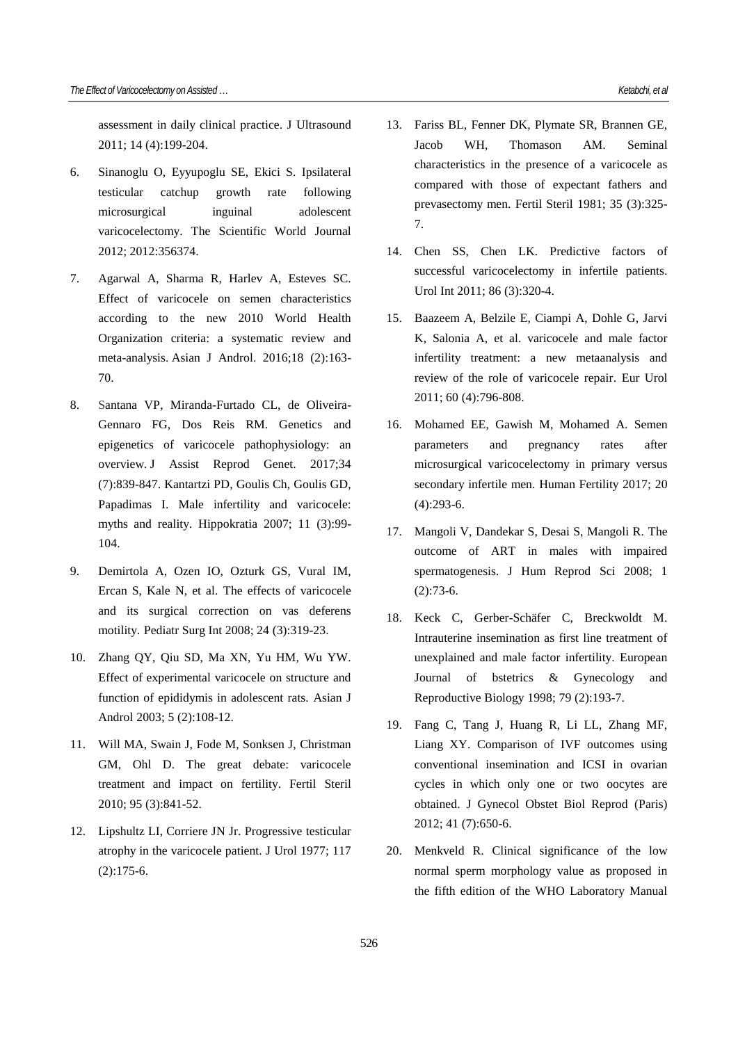assessment in daily clinical practice. J Ultrasound 2011; 14 (4):199-204.

6. Sinanoglu O, Eyyupoglu SE, Ekici S. Ipsilateral testicular catchup growth rate following microsurgical inguinal adolescent varicocelectomy. The Scientific World Journal 2012; 2012:356374.

7. Agarwal A, Sharma R, Harlev A, Esteves SC. Effect of varicocele on semen characteristics according to the new 2010 World Health Organization criteria: a systematic review and meta-analysis. Asian J Androl. 2016;18 (2):163-70.

8. Santana VP, Miranda-Furtado CL, de Oliveira-Gennaro FG, Dos Reis RM. Genetics and epigenetics of varicocele pathophysiology: an overview. J Assist Reprod Genet. 2017;34 (7):839-847. Kantartzi PD, Goulis Ch, Goulis GD, Papadimas I. Male infertility and varicocele: myths and reality. Hippokratia 2007; 11 (3):99-104.

9. Demirtola A, Ozen IO, Ozturk GS, Vural IM, Ercan S, Kale N, et al. The effects of varicocele and its surgical correction on vas deferens motility. Pediatr Surg Int 2008; 24 (3):319-23.

10. Zhang QY, Qiu SD, Ma XN, Yu HM, Wu YW. Effect of experimental varicocele on structure and function of epididymis in adolescent rats. Asian J Androl 2003; 5 (2):108-12.

11. Will MA, Swain J, Fode M, Sonksen J, Christman GM, Ohl D. The great debate: varicocele treatment and impact on fertility. Fertil Steril 2010; 95 (3):841-52.

12. Lipshultz LI, Corriere JN Jr. Progressive testicular atrophy in the varicocele patient. J Urol 1977; 117 (2):175-6.

13. Fariss BL, Fenner DK, Plymate SR, Brannen GE, Jacob WH, Thomason AM. Seminal characteristics in the presence of a varicocele as compared with those of expectant fathers and prevasectomy men. Fertil Steril 1981; 35 (3):325-7.

14. Chen SS, Chen LK. Predictive factors of successful varicocelectomy in infertile patients. Urol Int 2011; 86 (3):320-4.

15. Baazeem A, Belzile E, Ciampi A, Dohle G, Jarvi K, Salonia A, et al. varicocele and male factor infertility treatment: a new metaanalysis and review of the role of varicocele repair. Eur Urol 2011; 60 (4):796-808.

16. Mohamed EE, Gawish M, Mohamed A. Semen parameters and pregnancy rates after microsurgical varicocelectomy in primary versus secondary infertile men. Human Fertility 2017; 20 (4):293-6.

17. Mangoli V, Dandekar S, Desai S, Mangoli R. The outcome of ART in males with impaired spermatogenesis. J Hum Reprod Sci 2008; 1 (2):73-6.

18. Keck C, Gerber-Schäfer C, Breckwoldt M. Intrauterine insemination as first line treatment of unexplained and male factor infertility. European Journal of bstetrics & Gynecology and Reproductive Biology 1998; 79 (2):193-7.

19. Fang C, Tang J, Huang R, Li LL, Zhang MF, Liang XY. Comparison of IVF outcomes using conventional insemination and ICSI in ovarian cycles in which only one or two oocytes are obtained. J Gynecol Obstet Biol Reprod (Paris) 2012; 41 (7):650-6.

20. Menkveld R. Clinical significance of the low normal sperm morphology value as proposed in the fifth edition of the WHO Laboratory Manual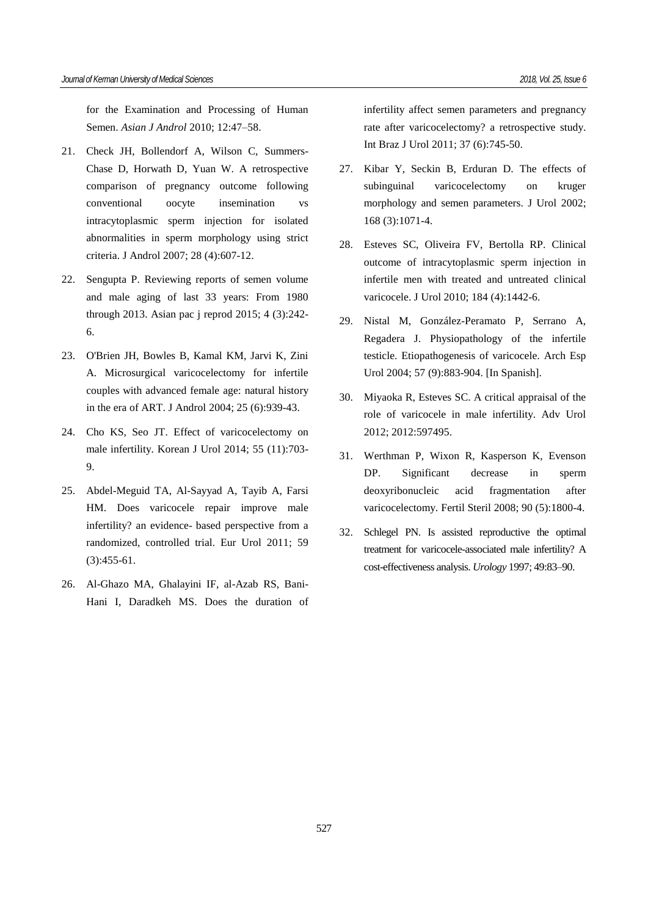for the Examination and Processing of Human Semen. *Asian J Androl* 2010; 12:47–58.

21. Check JH, Bollendorf A, Wilson C, Summers-Chase D, Horwath D, Yuan W. A retrospective comparison of pregnancy outcome following conventional oocyte insemination vs intracytoplasmic sperm injection for isolated abnormalities in sperm morphology using strict criteria. J Androl 2007; 28 (4):607-12.

22. Sengupta P. Reviewing reports of semen volume and male aging of last 33 years: From 1980 through 2013. Asian pac j reprod 2015; 4 (3):242-6.

23. O'Brien JH, Bowles B, Kamal KM, Jarvi K, Zini A. Microsurgical varicocelectomy for infertile couples with advanced female age: natural history in the era of ART. J Androl 2004; 25 (6):939-43.

24. Cho KS, Seo JT. Effect of varicocelectomy on male infertility. Korean J Urol 2014; 55 (11):703-9.

25. Abdel-Meguid TA, Al-Sayyad A, Tayib A, Farsi HM. Does varicocele repair improve male infertility? an evidence- based perspective from a randomized, controlled trial. Eur Urol 2011; 59 (3):455-61.

26. Al-Ghazo MA, Ghalayini IF, al-Azab RS, Bani-Hani I, Daradkeh MS. Does the duration of infertility affect semen parameters and pregnancy rate after varicocelectomy? a retrospective study. Int Braz J Urol 2011; 37 (6):745-50.

27. Kibar Y, Seckin B, Erduran D. The effects of subinguinal varicocelectomy on kruger morphology and semen parameters. J Urol 2002; 168 (3):1071-4.

28. Esteves SC, Oliveira FV, Bertolla RP. Clinical outcome of intracytoplasmic sperm injection in infertile men with treated and untreated clinical varicocele. J Urol 2010; 184 (4):1442-6.

29. Nistal M, González-Peramato P, Serrano A, Regadera J. Physiopathology of the infertile testicle. Etiopathogenesis of varicocele. Arch Esp Urol 2004; 57 (9):883-904. [In Spanish].

30. Miyaoka R, Esteves SC. A critical appraisal of the role of varicocele in male infertility. Adv Urol 2012; 2012:597495.

31. Werthman P, Wixon R, Kasperson K, Evenson DP. Significant decrease in sperm deoxyribonucleic acid fragmentation after varicocelectomy. Fertil Steril 2008; 90 (5):1800-4.

32. Schlegel PN. Is assisted reproductive the optimal treatment for varicocele-associated male infertility? A cost-effectiveness analysis. *Urology* 1997; 49:83–90.